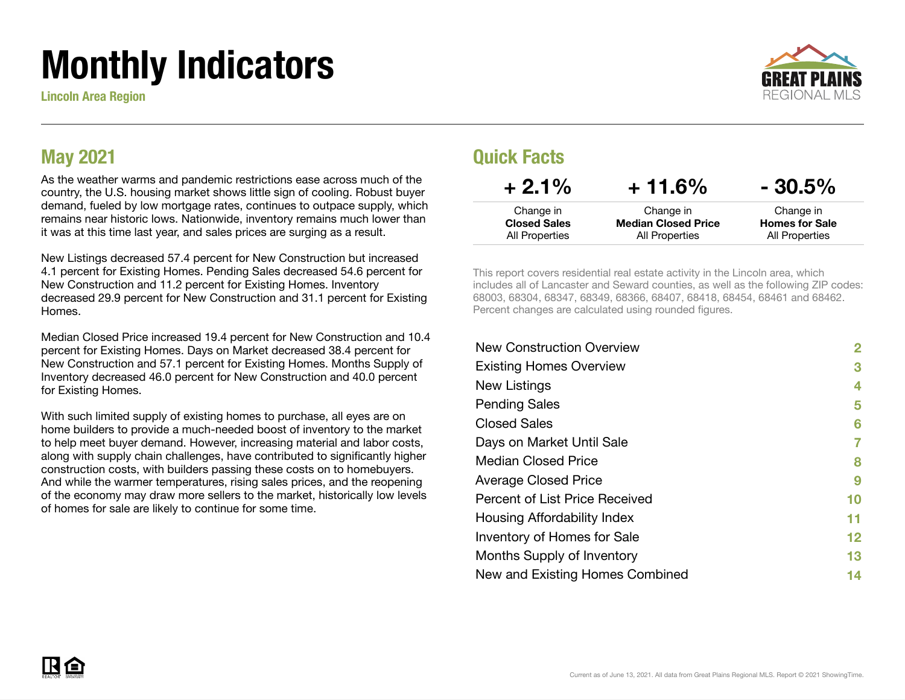# Monthly Indicators

**Lincoln Area Region**

GREAT PLAINS REGIONAL MLS

## May 2021

As the weather warms and pandemic restrictions ease across much of the country, the U.S. housing market shows little sign of cooling. Robust buyer demand, fueled by low mortgage rates, continues to outpace supply, which remains near historic lows. Nationwide, inventory remains much lower than it was at this time last year, and sales prices are surging as a result.

New Listings decreased 57.4 percent for New Construction but increased 4.1 percent for Existing Homes. Pending Sales decreased 54.6 percent for New Construction and 11.2 percent for Existing Homes. Inventory decreased 29.9 percent for New Construction and 31.1 percent for Existing Homes.

Median Closed Price increased 19.4 percent for New Construction and 10.4 percent for Existing Homes. Days on Market decreased 38.4 percent for New Construction and 57.1 percent for Existing Homes. Months Supply of Inventory decreased 46.0 percent for New Construction and 40.0 percent for Existing Homes.

With such limited supply of existing homes to purchase, all eyes are on home builders to provide a much-needed boost of inventory to the market to help meet buyer demand. However, increasing material and labor costs, along with supply chain challenges, have contributed to significantly higher construction costs, with builders passing these costs on to homebuyers. And while the warmer temperatures, rising sales prices, and the reopening of the economy may draw more sellers to the market, historically low levels of homes for sale are likely to continue for some time.

## Quick Facts

| + 2.1% | + 11.6% | - 30.5% |
|---|---|---|
| Change in **Closed Sales** All Properties | Change in **Median Closed Price** All Properties | Change in **Homes for Sale** All Properties |

This report covers residential real estate activity in the Lincoln area, which includes all of Lancaster and Seward counties, as well as the following ZIP codes: 68003, 68304, 68347, 68349, 68366, 68407, 68418, 68454, 68461 and 68462. Percent changes are calculated using rounded figures.

| | |
|---|---|
| New Construction Overview | 2 |
| Existing Homes Overview | 3 |
| New Listings | 4 |
| Pending Sales | 5 |
| Closed Sales | 6 |
| Days on Market Until Sale | 7 |
| Median Closed Price | 8 |
| Average Closed Price | 9 |
| Percent of List Price Received | 10 |
| Housing Affordability Index | 11 |
| Inventory of Homes for Sale | 12 |
| Months Supply of Inventory | 13 |
| New and Existing Homes Combined | 14 |

Current as of June 13, 2021. All data from Great Plains Regional MLS. Report © 2021 ShowingTime.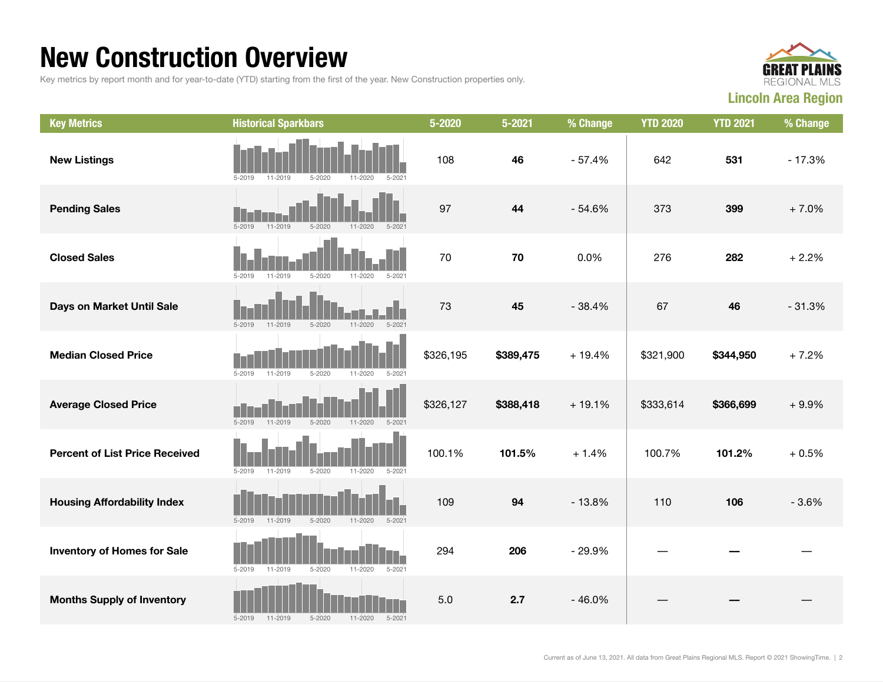# New Construction Overview

Key metrics by report month and for year-to-date (YTD) starting from the first of the year. New Construction properties only.

**GREAT PLAINS REGIONAL MLS**

**Lincoln Area Region**

| Key Metrics | Historical Sparkbars | 5-2020 | 5-2021 | % Change | YTD 2020 | YTD 2021 | % Change |
|---|---|---|---|---|---|---|---|
| **New Listings** | 5-2019 11-2019 5-2020 11-2020 5-2021 | 108 | **46** | - 57.4% | 642 | **531** | - 17.3% |
| **Pending Sales** | 5-2019 11-2019 5-2020 11-2020 5-2021 | 97 | **44** | - 54.6% | 373 | **399** | + 7.0% |
| **Closed Sales** | 5-2019 11-2019 5-2020 11-2020 5-2021 | 70 | **70** | 0.0% | 276 | **282** | + 2.2% |
| **Days on Market Until Sale** | 5-2019 11-2019 5-2020 11-2020 5-2021 | 73 | **45** | - 38.4% | 67 | **46** | - 31.3% |
| **Median Closed Price** | 5-2019 11-2019 5-2020 11-2020 5-2021 | $326,195 | **$389,475** | + 19.4% | $321,900 | **$344,950** | + 7.2% |
| **Average Closed Price** | 5-2019 11-2019 5-2020 11-2020 5-2021 | $326,127 | **$388,418** | + 19.1% | $333,614 | **$366,699** | + 9.9% |
| **Percent of List Price Received** | 5-2019 11-2019 5-2020 11-2020 5-2021 | 100.1% | **101.5%** | + 1.4% | 100.7% | **101.2%** | + 0.5% |
| **Housing Affordability Index** | 5-2019 11-2019 5-2020 11-2020 5-2021 | 109 | **94** | - 13.8% | 110 | **106** | - 3.6% |
| **Inventory of Homes for Sale** | 5-2019 11-2019 5-2020 11-2020 5-2021 | 294 | **206** | - 29.9% | — | **—** | — |
| **Months Supply of Inventory** | 5-2019 11-2019 5-2020 11-2020 5-2021 | 5.0 | **2.7** | - 46.0% | — | **—** | — |

Current as of June 13, 2021. All data from Great Plains Regional MLS. Report © 2021 ShowingTime.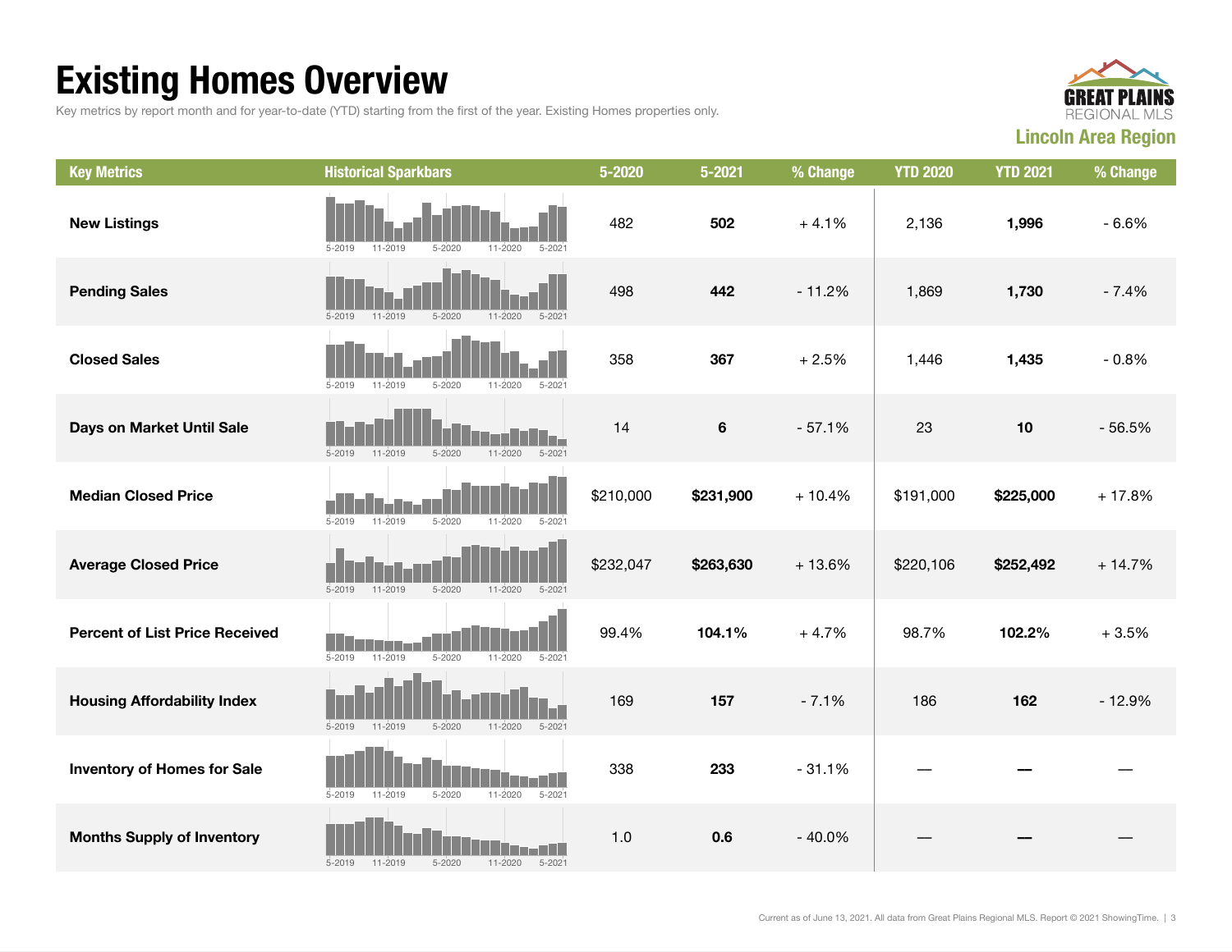# Existing Homes Overview

Key metrics by report month and for year-to-date (YTD) starting from the first of the year. Existing Homes properties only.

**Lincoln Area Region**

| Key Metrics | Historical Sparkbars | 5-2020 | 5-2021 | % Change | YTD 2020 | YTD 2021 | % Change |
|---|---|---|---|---|---|---|---|
| **New Listings** | 5-2019 11-2019 5-2020 11-2020 5-2021 | 482 | **502** | + 4.1% | 2,136 | **1,996** | - 6.6% |
| **Pending Sales** | 5-2019 11-2019 5-2020 11-2020 5-2021 | 498 | **442** | - 11.2% | 1,869 | **1,730** | - 7.4% |
| **Closed Sales** | 5-2019 11-2019 5-2020 11-2020 5-2021 | 358 | **367** | + 2.5% | 1,446 | **1,435** | - 0.8% |
| **Days on Market Until Sale** | 5-2019 11-2019 5-2020 11-2020 5-2021 | 14 | **6** | - 57.1% | 23 | **10** | - 56.5% |
| **Median Closed Price** | 5-2019 11-2019 5-2020 11-2020 5-2021 | $210,000 | **$231,900** | + 10.4% | $191,000 | **$225,000** | + 17.8% |
| **Average Closed Price** | 5-2019 11-2019 5-2020 11-2020 5-2021 | $232,047 | **$263,630** | + 13.6% | $220,106 | **$252,492** | + 14.7% |
| **Percent of List Price Received** | 5-2019 11-2019 5-2020 11-2020 5-2021 | 99.4% | **104.1%** | + 4.7% | 98.7% | **102.2%** | + 3.5% |
| **Housing Affordability Index** | 5-2019 11-2019 5-2020 11-2020 5-2021 | 169 | **157** | - 7.1% | 186 | **162** | - 12.9% |
| **Inventory of Homes for Sale** | 5-2019 11-2019 5-2020 11-2020 5-2021 | 338 | **233** | - 31.1% | — | **—** | — |
| **Months Supply of Inventory** | 5-2019 11-2019 5-2020 11-2020 5-2021 | 1.0 | **0.6** | - 40.0% | — | **—** | — |

Current as of June 13, 2021. All data from Great Plains Regional MLS. Report © 2021 ShowingTime.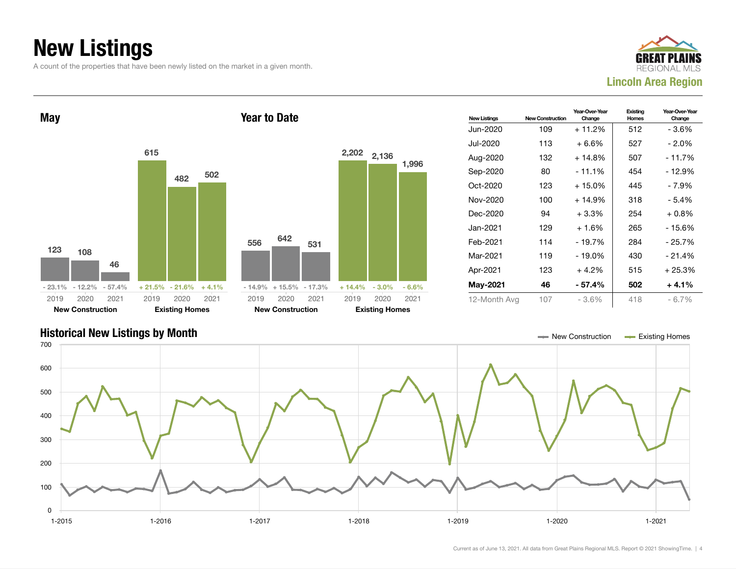# New Listings

A count of the properties that have been newly listed on the market in a given month.

**Lincoln Area Region**

## May

| | 2019 | 2020 | 2021 |
|---|---|---|---|
| New Construction | 123 | 108 | 46 |
| Change | - 23.1% | - 12.2% | - 57.4% |
| Existing Homes | 615 | 482 | 502 |
| Change | + 21.5% | - 21.6% | + 4.1% |

## Year to Date

| | 2019 | 2020 | 2021 |
|---|---|---|---|
| New Construction | 556 | 642 | 531 |
| Change | - 14.9% | + 15.5% | - 17.3% |
| Existing Homes | 2,202 | 2,136 | 1,996 |
| Change | + 14.4% | - 3.0% | - 6.6% |

| New Listings | New Construction | Year-Over-Year Change | Existing Homes | Year-Over-Year Change |
|---|---|---|---|---|
| Jun-2020 | 109 | + 11.2% | 512 | - 3.6% |
| Jul-2020 | 113 | + 6.6% | 527 | - 2.0% |
| Aug-2020 | 132 | + 14.8% | 507 | - 11.7% |
| Sep-2020 | 80 | - 11.1% | 454 | - 12.9% |
| Oct-2020 | 123 | + 15.0% | 445 | - 7.9% |
| Nov-2020 | 100 | + 14.9% | 318 | - 5.4% |
| Dec-2020 | 94 | + 3.3% | 254 | + 0.8% |
| Jan-2021 | 129 | + 1.6% | 265 | - 15.6% |
| Feb-2021 | 114 | - 19.7% | 284 | - 25.7% |
| Mar-2021 | 119 | - 19.0% | 430 | - 21.4% |
| Apr-2021 | 123 | + 4.2% | 515 | + 25.3% |
| **May-2021** | **46** | **- 57.4%** | **502** | **+ 4.1%** |
| 12-Month Avg | 107 | - 3.6% | 418 | - 6.7% |

## Historical New Listings by Month

Current as of June 13, 2021. All data from Great Plains Regional MLS. Report © 2021 ShowingTime.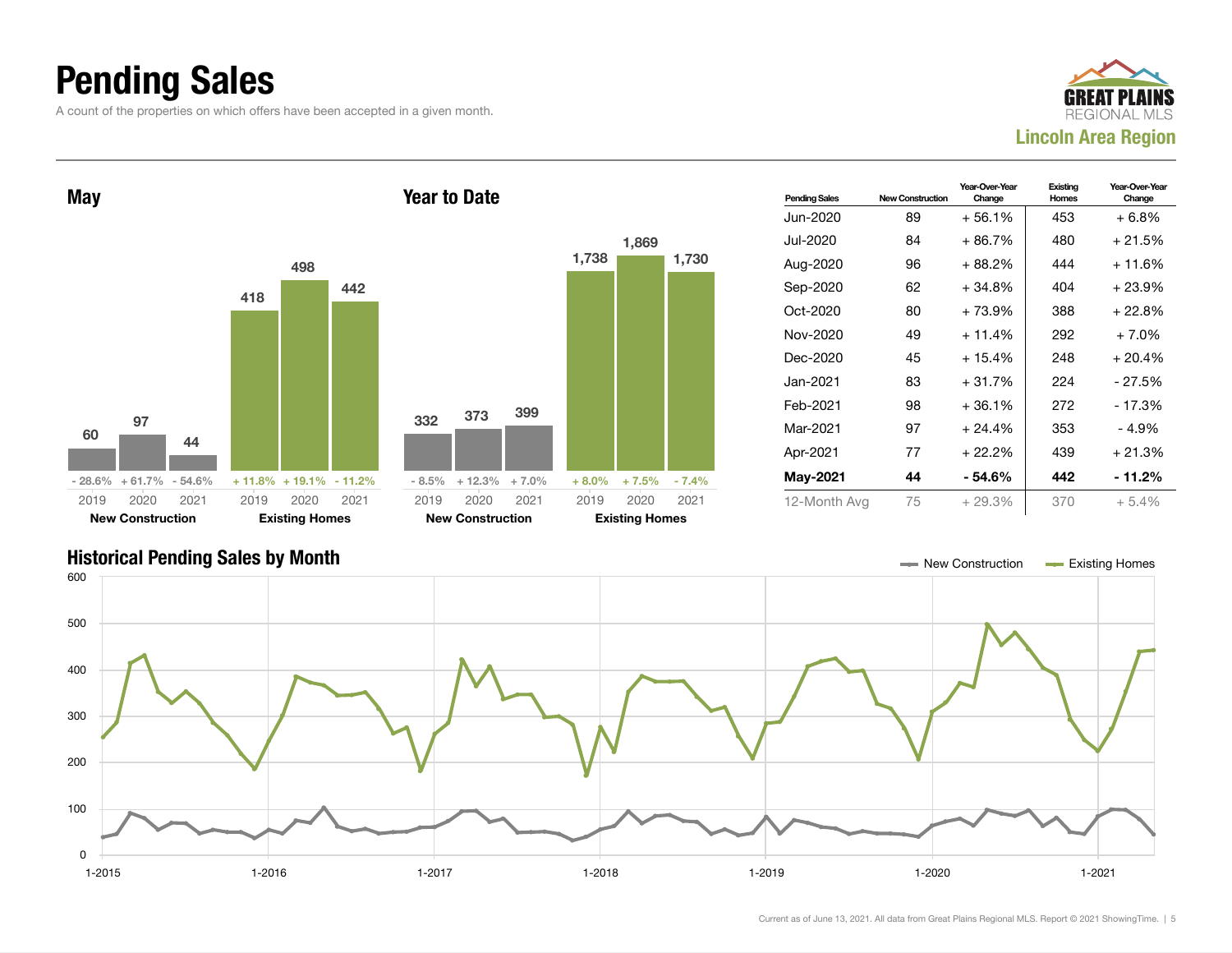# Pending Sales

A count of the properties on which offers have been accepted in a given month.

**GREAT PLAINS REGIONAL MLS**
**Lincoln Area Region**

## May

| | 2019 | 2020 | 2021 |
|---|---|---|---|
| New Construction | 60 | 97 | 44 |
| Change | - 28.6% | + 61.7% | - 54.6% |
| Existing Homes | 418 | 498 | 442 |
| Change | + 11.8% | + 19.1% | - 11.2% |

## Year to Date

| | 2019 | 2020 | 2021 |
|---|---|---|---|
| New Construction | 332 | 373 | 399 |
| Change | - 8.5% | + 12.3% | + 7.0% |
| Existing Homes | 1,738 | 1,869 | 1,730 |
| Change | + 8.0% | + 7.5% | - 7.4% |

| Pending Sales | New Construction | Year-Over-Year Change | Existing Homes | Year-Over-Year Change |
|---|---|---|---|---|
| Jun-2020 | 89 | + 56.1% | 453 | + 6.8% |
| Jul-2020 | 84 | + 86.7% | 480 | + 21.5% |
| Aug-2020 | 96 | + 88.2% | 444 | + 11.6% |
| Sep-2020 | 62 | + 34.8% | 404 | + 23.9% |
| Oct-2020 | 80 | + 73.9% | 388 | + 22.8% |
| Nov-2020 | 49 | + 11.4% | 292 | + 7.0% |
| Dec-2020 | 45 | + 15.4% | 248 | + 20.4% |
| Jan-2021 | 83 | + 31.7% | 224 | - 27.5% |
| Feb-2021 | 98 | + 36.1% | 272 | - 17.3% |
| Mar-2021 | 97 | + 24.4% | 353 | - 4.9% |
| Apr-2021 | 77 | + 22.2% | 439 | + 21.3% |
| **May-2021** | **44** | **- 54.6%** | **442** | **- 11.2%** |
| 12-Month Avg | 75 | + 29.3% | 370 | + 5.4% |

## Historical Pending Sales by Month

New Construction — Existing Homes

Current as of June 13, 2021. All data from Great Plains Regional MLS. Report © 2021 ShowingTime.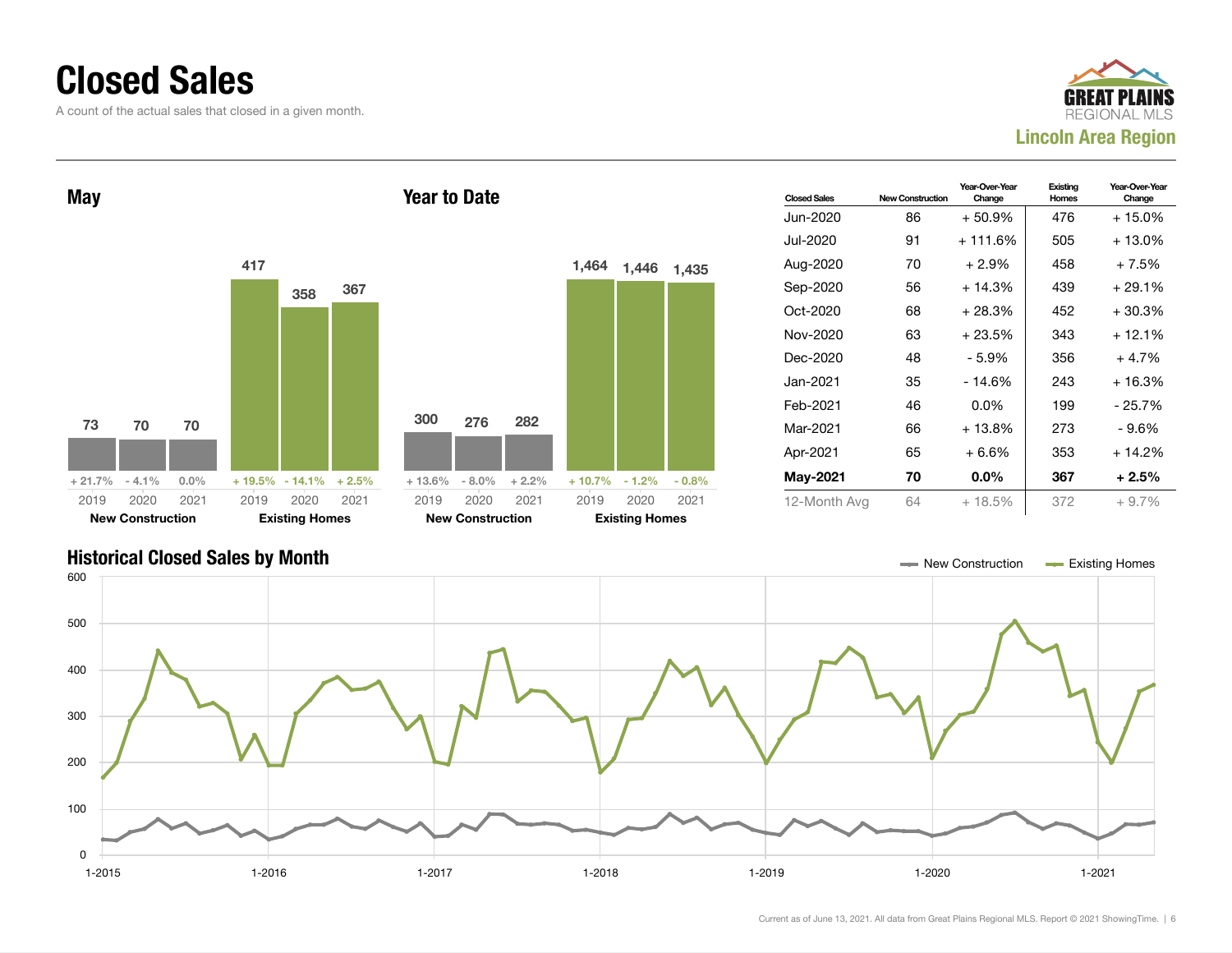# Closed Sales

A count of the actual sales that closed in a given month.

Great Plains Regional MLS — Lincoln Area Region

## May

| | 2019 | 2020 | 2021 |
|---|---|---|---|
| New Construction | 73 | 70 | 70 |
| Change | + 21.7% | - 4.1% | 0.0% |
| Existing Homes | 417 | 358 | 367 |
| Change | + 19.5% | - 14.1% | + 2.5% |

## Year to Date

| | 2019 | 2020 | 2021 |
|---|---|---|---|
| New Construction | 300 | 276 | 282 |
| Change | + 13.6% | - 8.0% | + 2.2% |
| Existing Homes | 1,464 | 1,446 | 1,435 |
| Change | + 10.7% | - 1.2% | - 0.8% |

| Closed Sales | New Construction | Year-Over-Year Change | Existing Homes | Year-Over-Year Change |
|---|---|---|---|---|
| Jun-2020 | 86 | + 50.9% | 476 | + 15.0% |
| Jul-2020 | 91 | + 111.6% | 505 | + 13.0% |
| Aug-2020 | 70 | + 2.9% | 458 | + 7.5% |
| Sep-2020 | 56 | + 14.3% | 439 | + 29.1% |
| Oct-2020 | 68 | + 28.3% | 452 | + 30.3% |
| Nov-2020 | 63 | + 23.5% | 343 | + 12.1% |
| Dec-2020 | 48 | - 5.9% | 356 | + 4.7% |
| Jan-2021 | 35 | - 14.6% | 243 | + 16.3% |
| Feb-2021 | 46 | 0.0% | 199 | - 25.7% |
| Mar-2021 | 66 | + 13.8% | 273 | - 9.6% |
| Apr-2021 | 65 | + 6.6% | 353 | + 14.2% |
| **May-2021** | **70** | **0.0%** | **367** | **+ 2.5%** |
| 12-Month Avg | 64 | + 18.5% | 372 | + 9.7% |

## Historical Closed Sales by Month

New Construction — Existing Homes

Current as of June 13, 2021. All data from Great Plains Regional MLS. Report © 2021 ShowingTime.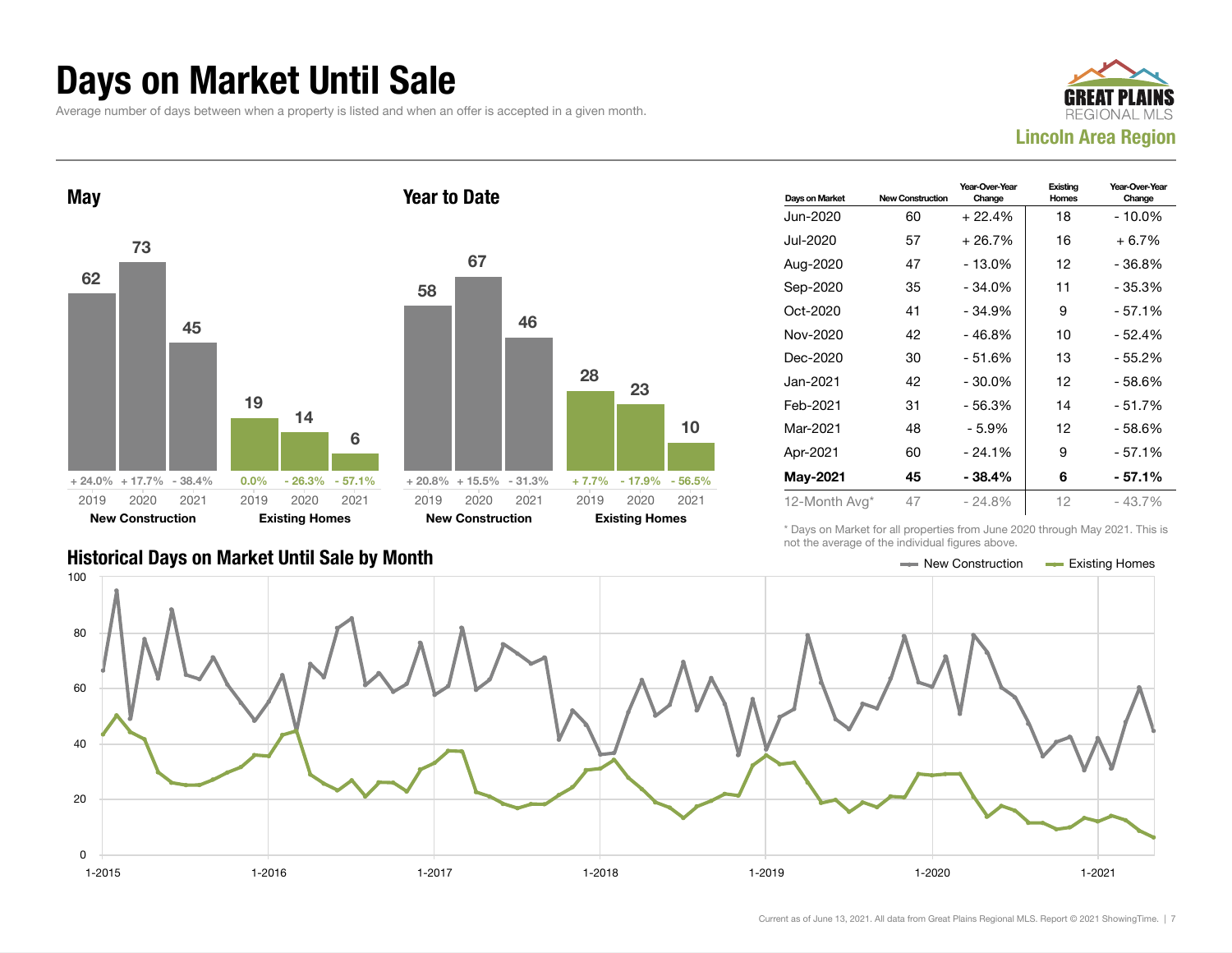# Days on Market Until Sale

Average number of days between when a property is listed and when an offer is accepted in a given month.

GREAT PLAINS REGIONAL MLS

**Lincoln Area Region**

## May

| | 2019 | 2020 | 2021 |
|---|---|---|---|
| New Construction | 62 | 73 | 45 |
| Change | + 24.0% | + 17.7% | - 38.4% |
| Existing Homes | 19 | 14 | 6 |
| Change | 0.0% | - 26.3% | - 57.1% |

## Year to Date

| | 2019 | 2020 | 2021 |
|---|---|---|---|
| New Construction | 58 | 67 | 46 |
| Change | + 20.8% | + 15.5% | - 31.3% |
| Existing Homes | 28 | 23 | 10 |
| Change | + 7.7% | - 17.9% | - 56.5% |

| Days on Market | New Construction | Year-Over-Year Change | Existing Homes | Year-Over-Year Change |
|---|---|---|---|---|
| Jun-2020 | 60 | + 22.4% | 18 | - 10.0% |
| Jul-2020 | 57 | + 26.7% | 16 | + 6.7% |
| Aug-2020 | 47 | - 13.0% | 12 | - 36.8% |
| Sep-2020 | 35 | - 34.0% | 11 | - 35.3% |
| Oct-2020 | 41 | - 34.9% | 9 | - 57.1% |
| Nov-2020 | 42 | - 46.8% | 10 | - 52.4% |
| Dec-2020 | 30 | - 51.6% | 13 | - 55.2% |
| Jan-2021 | 42 | - 30.0% | 12 | - 58.6% |
| Feb-2021 | 31 | - 56.3% | 14 | - 51.7% |
| Mar-2021 | 48 | - 5.9% | 12 | - 58.6% |
| Apr-2021 | 60 | - 24.1% | 9 | - 57.1% |
| **May-2021** | **45** | **- 38.4%** | **6** | **- 57.1%** |
| 12-Month Avg* | 47 | - 24.8% | 12 | - 43.7% |

\* Days on Market for all properties from June 2020 through May 2021. This is not the average of the individual figures above.

## Historical Days on Market Until Sale by Month

New Construction — Existing Homes

Current as of June 13, 2021. All data from Great Plains Regional MLS. Report © 2021 ShowingTime.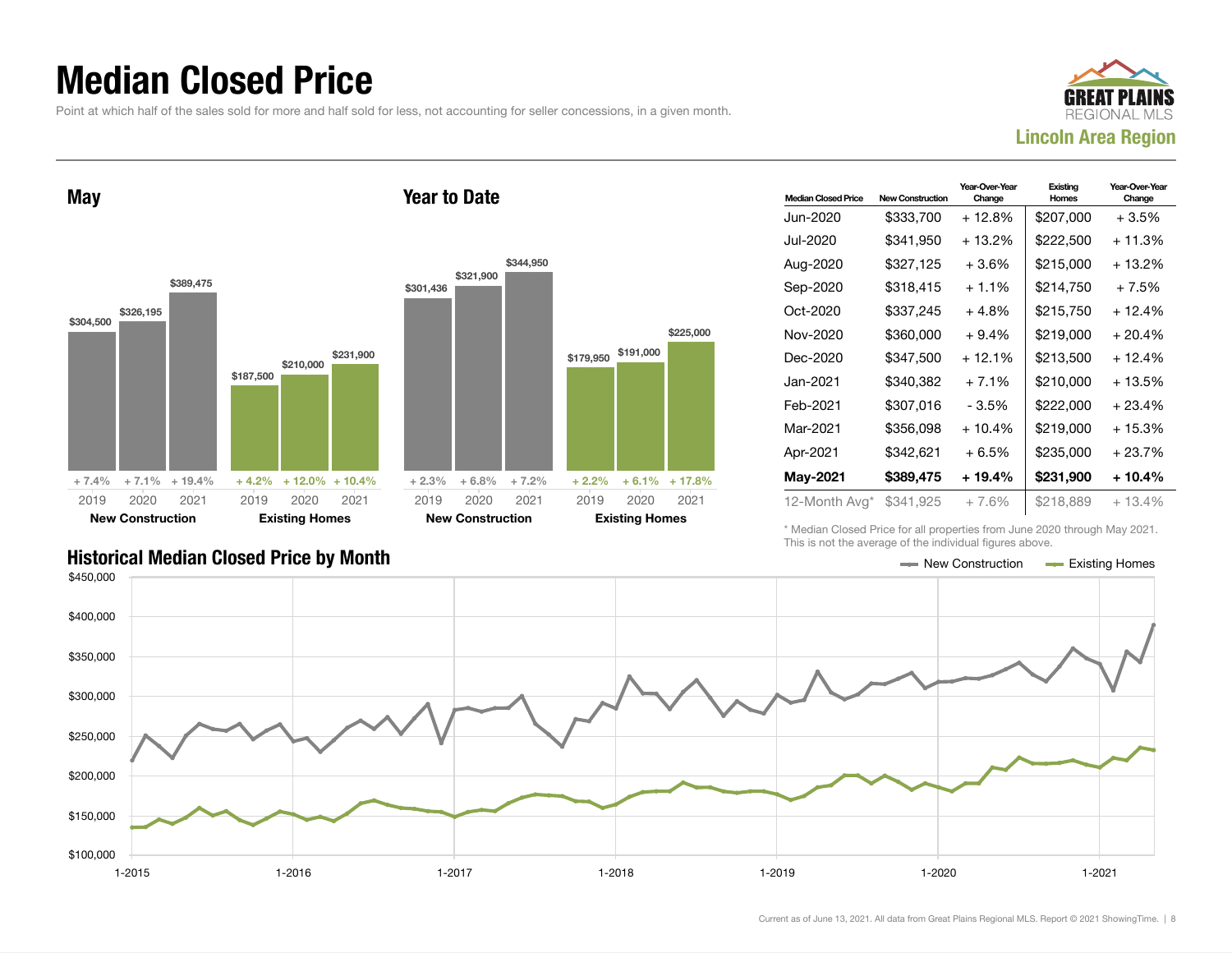# Median Closed Price

Point at which half of the sales sold for more and half sold for less, not accounting for seller concessions, in a given month.

GREAT PLAINS REGIONAL MLS

**Lincoln Area Region**

## May

| | 2019 | 2020 | 2021 |
|---|---|---|---|
| **New Construction** | $304,500 (+ 7.4%) | $326,195 (+ 7.1%) | $389,475 (+ 19.4%) |
| **Existing Homes** | $187,500 (+ 4.2%) | $210,000 (+ 12.0%) | $231,900 (+ 10.4%) |

## Year to Date

| | 2019 | 2020 | 2021 |
|---|---|---|---|
| **New Construction** | $301,436 (+ 2.3%) | $321,900 (+ 6.8%) | $344,950 (+ 7.2%) |
| **Existing Homes** | $179,950 (+ 2.2%) | $191,000 (+ 6.1%) | $225,000 (+ 17.8%) |

| Median Closed Price | New Construction | Year-Over-Year Change | Existing Homes | Year-Over-Year Change |
|---|---|---|---|---|
| Jun-2020 | $333,700 | + 12.8% | $207,000 | + 3.5% |
| Jul-2020 | $341,950 | + 13.2% | $222,500 | + 11.3% |
| Aug-2020 | $327,125 | + 3.6% | $215,000 | + 13.2% |
| Sep-2020 | $318,415 | + 1.1% | $214,750 | + 7.5% |
| Oct-2020 | $337,245 | + 4.8% | $215,750 | + 12.4% |
| Nov-2020 | $360,000 | + 9.4% | $219,000 | + 20.4% |
| Dec-2020 | $347,500 | + 12.1% | $213,500 | + 12.4% |
| Jan-2021 | $340,382 | + 7.1% | $210,000 | + 13.5% |
| Feb-2021 | $307,016 | - 3.5% | $222,000 | + 23.4% |
| Mar-2021 | $356,098 | + 10.4% | $219,000 | + 15.3% |
| Apr-2021 | $342,621 | + 6.5% | $235,000 | + 23.7% |
| **May-2021** | **$389,475** | **+ 19.4%** | **$231,900** | **+ 10.4%** |
| 12-Month Avg* | $341,925 | + 7.6% | $218,889 | + 13.4% |

\* Median Closed Price for all properties from June 2020 through May 2021. This is not the average of the individual figures above.

## Historical Median Closed Price by Month

New Construction — Existing Homes

Current as of June 13, 2021. All data from Great Plains Regional MLS. Report © 2021 ShowingTime.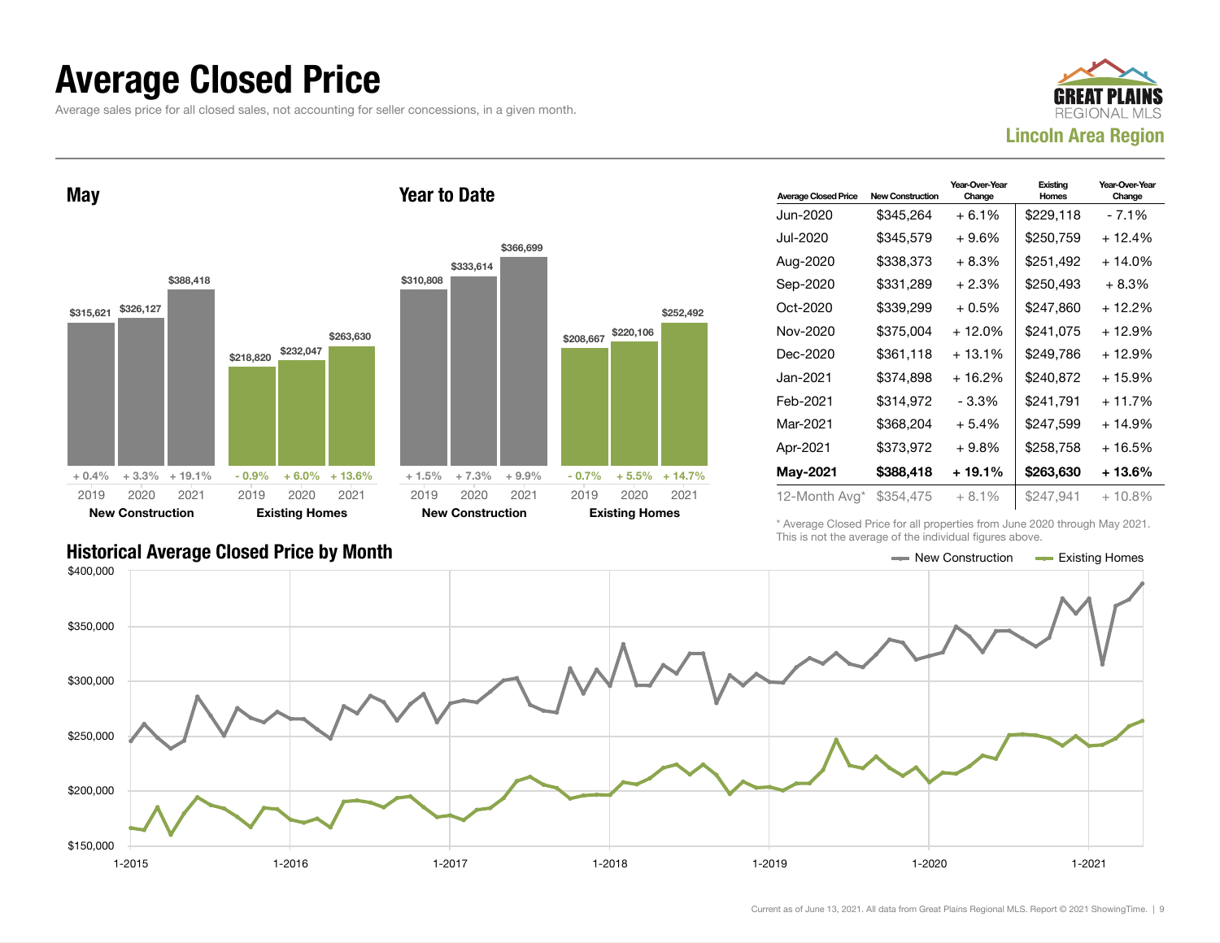# Average Closed Price

Average sales price for all closed sales, not accounting for seller concessions, in a given month.

**Lincoln Area Region**

## May

| | 2019 | 2020 | 2021 |
|---|---|---|---|
| New Construction | $315,621 | $326,127 | $388,418 |
| Change | + 0.4% | + 3.3% | + 19.1% |
| Existing Homes | $218,820 | $232,047 | $263,630 |
| Change | - 0.9% | + 6.0% | + 13.6% |

## Year to Date

| | 2019 | 2020 | 2021 |
|---|---|---|---|
| New Construction | $310,808 | $333,614 | $366,699 |
| Change | + 1.5% | + 7.3% | + 9.9% |
| Existing Homes | $208,667 | $220,106 | $252,492 |
| Change | - 0.7% | + 5.5% | + 14.7% |

| Average Closed Price | New Construction | Year-Over-Year Change | Existing Homes | Year-Over-Year Change |
|---|---|---|---|---|
| Jun-2020 | $345,264 | + 6.1% | $229,118 | - 7.1% |
| Jul-2020 | $345,579 | + 9.6% | $250,759 | + 12.4% |
| Aug-2020 | $338,373 | + 8.3% | $251,492 | + 14.0% |
| Sep-2020 | $331,289 | + 2.3% | $250,493 | + 8.3% |
| Oct-2020 | $339,299 | + 0.5% | $247,860 | + 12.2% |
| Nov-2020 | $375,004 | + 12.0% | $241,075 | + 12.9% |
| Dec-2020 | $361,118 | + 13.1% | $249,786 | + 12.9% |
| Jan-2021 | $374,898 | + 16.2% | $240,872 | + 15.9% |
| Feb-2021 | $314,972 | - 3.3% | $241,791 | + 11.7% |
| Mar-2021 | $368,204 | + 5.4% | $247,599 | + 14.9% |
| Apr-2021 | $373,972 | + 9.8% | $258,758 | + 16.5% |
| **May-2021** | **$388,418** | **+ 19.1%** | **$263,630** | **+ 13.6%** |
| 12-Month Avg* | $354,475 | + 8.1% | $247,941 | + 10.8% |

\* Average Closed Price for all properties from June 2020 through May 2021. This is not the average of the individual figures above.

## Historical Average Closed Price by Month

New Construction — Existing Homes

Current as of June 13, 2021. All data from Great Plains Regional MLS. Report © 2021 ShowingTime.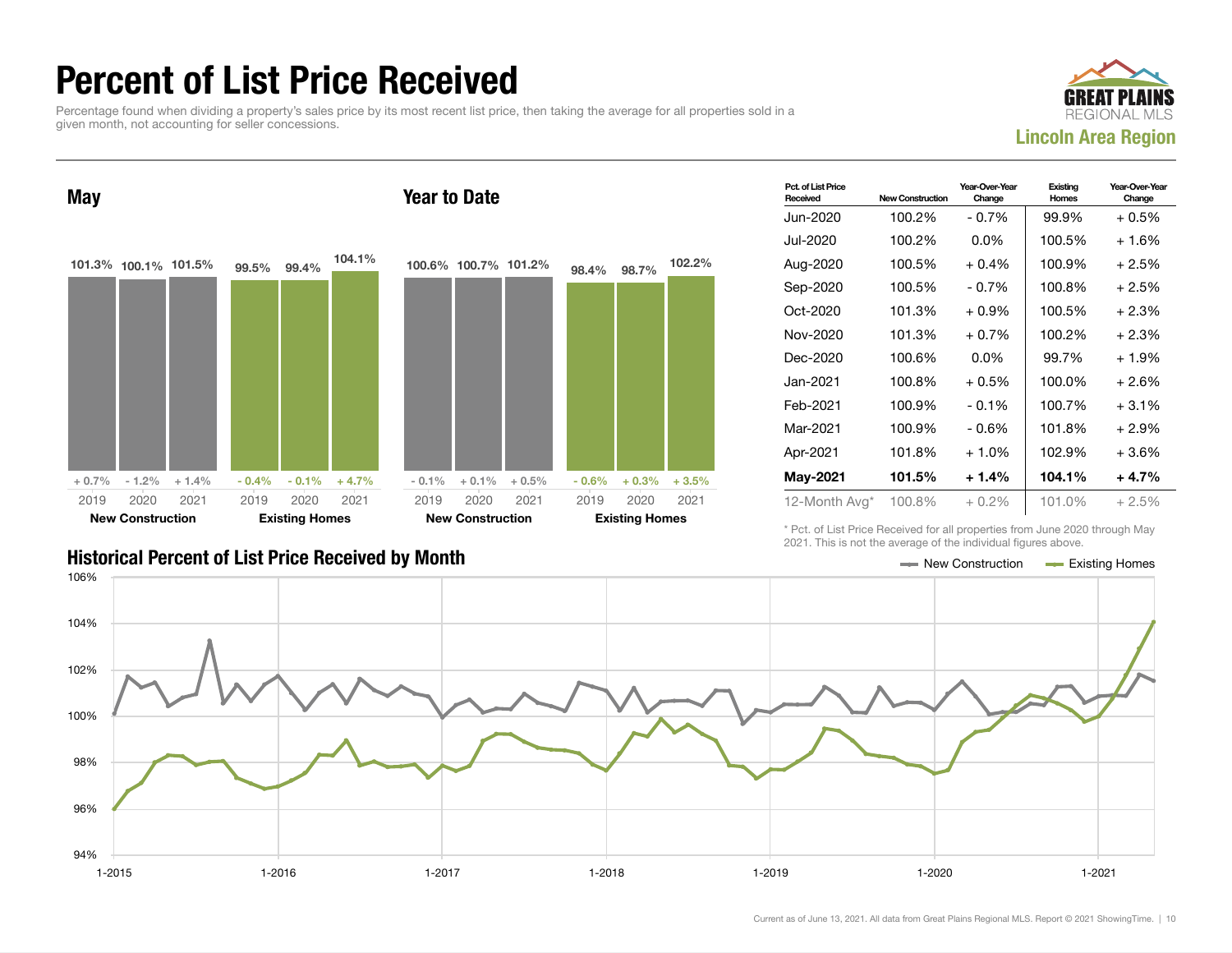# Percent of List Price Received

Percentage found when dividing a property's sales price by its most recent list price, then taking the average for all properties sold in a given month, not accounting for seller concessions.

**GREAT PLAINS REGIONAL MLS**
**Lincoln Area Region**

## May

| | 2019 | 2020 | 2021 |
|---|---|---|---|
| New Construction | 101.3% | 100.1% | 101.5% |
| Change | + 0.7% | - 1.2% | + 1.4% |
| Existing Homes | 99.5% | 99.4% | 104.1% |
| Change | - 0.4% | - 0.1% | + 4.7% |

## Year to Date

| | 2019 | 2020 | 2021 |
|---|---|---|---|
| New Construction | 100.6% | 100.7% | 101.2% |
| Change | - 0.1% | + 0.1% | + 0.5% |
| Existing Homes | 98.4% | 98.7% | 102.2% |
| Change | - 0.6% | + 0.3% | + 3.5% |

| Pct. of List Price Received | New Construction | Year-Over-Year Change | Existing Homes | Year-Over-Year Change |
|---|---|---|---|---|
| Jun-2020 | 100.2% | - 0.7% | 99.9% | + 0.5% |
| Jul-2020 | 100.2% | 0.0% | 100.5% | + 1.6% |
| Aug-2020 | 100.5% | + 0.4% | 100.9% | + 2.5% |
| Sep-2020 | 100.5% | - 0.7% | 100.8% | + 2.5% |
| Oct-2020 | 101.3% | + 0.9% | 100.5% | + 2.3% |
| Nov-2020 | 101.3% | + 0.7% | 100.2% | + 2.3% |
| Dec-2020 | 100.6% | 0.0% | 99.7% | + 1.9% |
| Jan-2021 | 100.8% | + 0.5% | 100.0% | + 2.6% |
| Feb-2021 | 100.9% | - 0.1% | 100.7% | + 3.1% |
| Mar-2021 | 100.9% | - 0.6% | 101.8% | + 2.9% |
| Apr-2021 | 101.8% | + 1.0% | 102.9% | + 3.6% |
| **May-2021** | **101.5%** | **+ 1.4%** | **104.1%** | **+ 4.7%** |
| 12-Month Avg* | 100.8% | + 0.2% | 101.0% | + 2.5% |

\* Pct. of List Price Received for all properties from June 2020 through May 2021. This is not the average of the individual figures above.

## Historical Percent of List Price Received by Month

New Construction — Existing Homes

Current as of June 13, 2021. All data from Great Plains Regional MLS. Report © 2021 ShowingTime.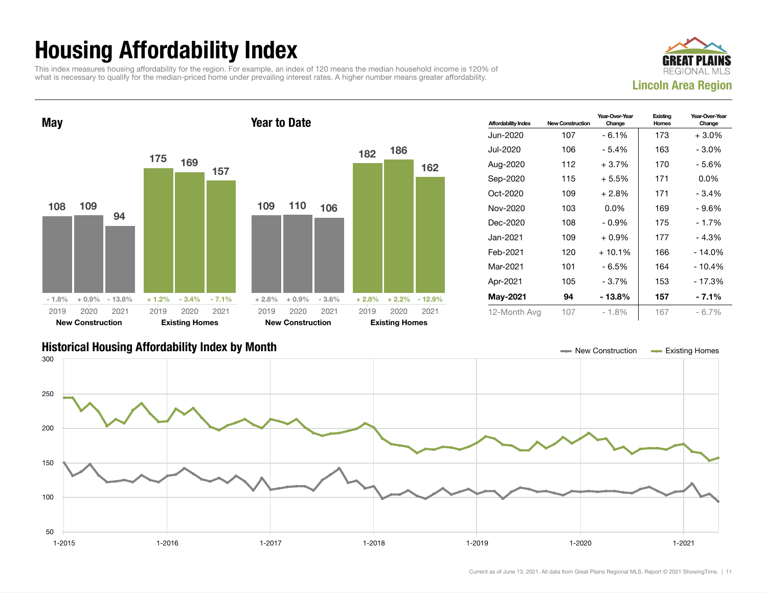# Housing Affordability Index

This index measures housing affordability for the region. For example, an index of 120 means the median household income is 120% of what is necessary to qualify for the median-priced home under prevailing interest rates. A higher number means greater affordability.

**GREAT PLAINS REGIONAL MLS**
**Lincoln Area Region**

## May

| | 2019 | 2020 | 2021 |
|---|---|---|---|
| New Construction | 108 | 109 | 94 |
| Change | - 1.8% | + 0.9% | - 13.8% |
| Existing Homes | 175 | 169 | 157 |
| Change | + 1.2% | - 3.4% | - 7.1% |

## Year to Date

| | 2019 | 2020 | 2021 |
|---|---|---|---|
| New Construction | 109 | 110 | 106 |
| Change | + 2.8% | + 0.9% | - 3.6% |
| Existing Homes | 182 | 186 | 162 |
| Change | + 2.8% | + 2.2% | - 12.9% |

| Affordability Index | New Construction | Year-Over-Year Change | Existing Homes | Year-Over-Year Change |
|---|---|---|---|---|
| Jun-2020 | 107 | - 6.1% | 173 | + 3.0% |
| Jul-2020 | 106 | - 5.4% | 163 | - 3.0% |
| Aug-2020 | 112 | + 3.7% | 170 | - 5.6% |
| Sep-2020 | 115 | + 5.5% | 171 | 0.0% |
| Oct-2020 | 109 | + 2.8% | 171 | - 3.4% |
| Nov-2020 | 103 | 0.0% | 169 | - 9.6% |
| Dec-2020 | 108 | - 0.9% | 175 | - 1.7% |
| Jan-2021 | 109 | + 0.9% | 177 | - 4.3% |
| Feb-2021 | 120 | + 10.1% | 166 | - 14.0% |
| Mar-2021 | 101 | - 6.5% | 164 | - 10.4% |
| Apr-2021 | 105 | - 3.7% | 153 | - 17.3% |
| **May-2021** | **94** | **- 13.8%** | **157** | **- 7.1%** |
| 12-Month Avg | 107 | - 1.8% | 167 | - 6.7% |

## Historical Housing Affordability Index by Month

New Construction — Existing Homes

Current as of June 13, 2021. All data from Great Plains Regional MLS. Report © 2021 ShowingTime.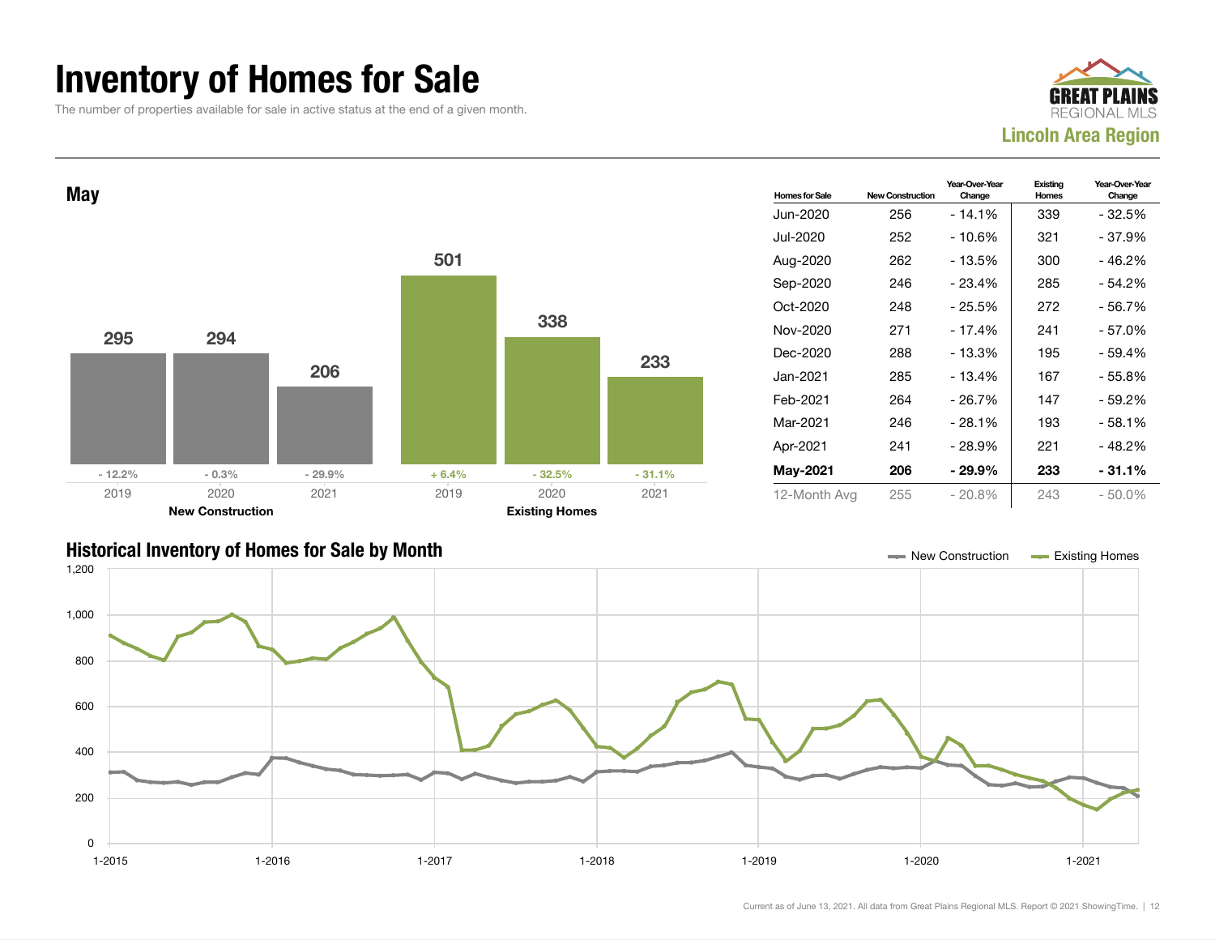# Inventory of Homes for Sale

The number of properties available for sale in active status at the end of a given month.

GREAT PLAINS REGIONAL MLS
**Lincoln Area Region**

## May

| | 2019 | 2020 | 2021 |
|---|---|---|---|
| **New Construction** | 295 | 294 | 206 |
| Change | - 12.2% | - 0.3% | - 29.9% |
| **Existing Homes** | 501 | 338 | 233 |
| Change | + 6.4% | - 32.5% | - 31.1% |

| Homes for Sale | New Construction | Year-Over-Year Change | Existing Homes | Year-Over-Year Change |
|---|---|---|---|---|
| Jun-2020 | 256 | - 14.1% | 339 | - 32.5% |
| Jul-2020 | 252 | - 10.6% | 321 | - 37.9% |
| Aug-2020 | 262 | - 13.5% | 300 | - 46.2% |
| Sep-2020 | 246 | - 23.4% | 285 | - 54.2% |
| Oct-2020 | 248 | - 25.5% | 272 | - 56.7% |
| Nov-2020 | 271 | - 17.4% | 241 | - 57.0% |
| Dec-2020 | 288 | - 13.3% | 195 | - 59.4% |
| Jan-2021 | 285 | - 13.4% | 167 | - 55.8% |
| Feb-2021 | 264 | - 26.7% | 147 | - 59.2% |
| Mar-2021 | 246 | - 28.1% | 193 | - 58.1% |
| Apr-2021 | 241 | - 28.9% | 221 | - 48.2% |
| **May-2021** | **206** | **- 29.9%** | **233** | **- 31.1%** |
| 12-Month Avg | 255 | - 20.8% | 243 | - 50.0% |

## Historical Inventory of Homes for Sale by Month

Legend: New Construction, Existing Homes

Y-axis: 0, 200, 400, 600, 800, 1,000, 1,200

X-axis: 1-2015, 1-2016, 1-2017, 1-2018, 1-2019, 1-2020, 1-2021

Current as of June 13, 2021. All data from Great Plains Regional MLS. Report © 2021 ShowingTime.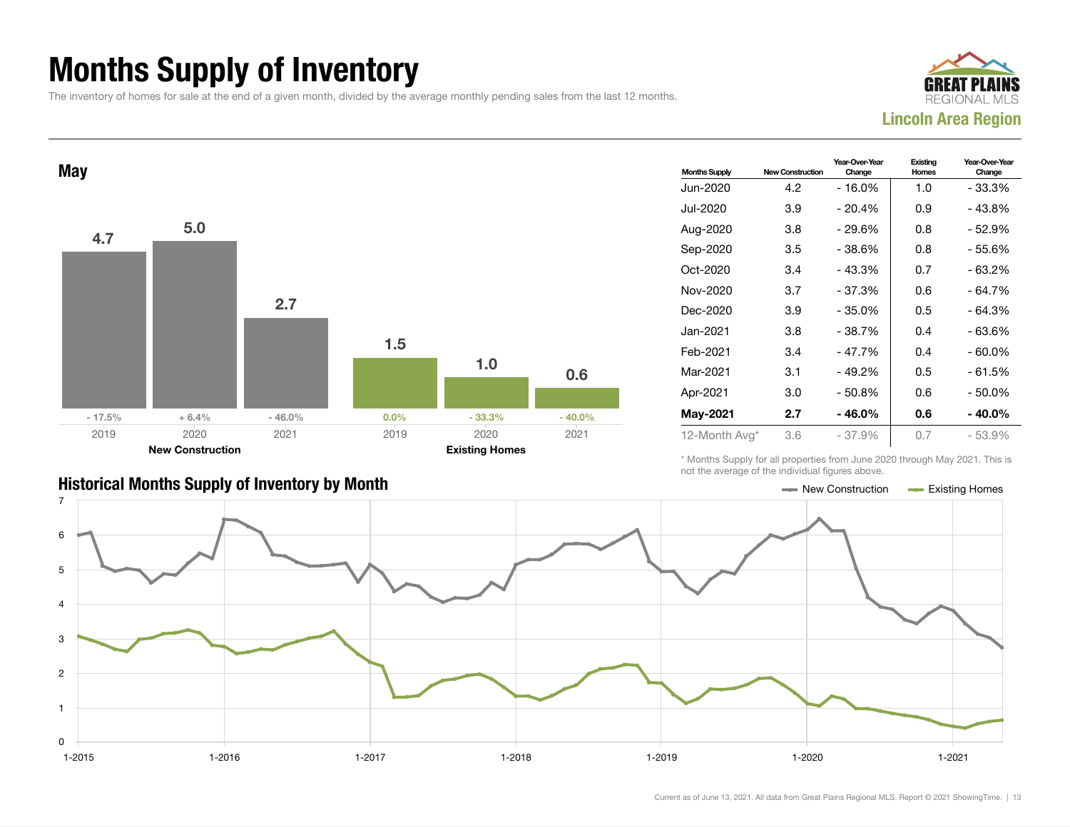# Months Supply of Inventory

The inventory of homes for sale at the end of a given month, divided by the average monthly pending sales from the last 12 months.

**GREAT PLAINS REGIONAL MLS**
**Lincoln Area Region**

## May

| | 2019 | 2020 | 2021 |
|---|---|---|---|
| **New Construction** | 4.7 | 5.0 | 2.7 |
| Year-Over-Year Change | - 17.5% | + 6.4% | - 46.0% |
| **Existing Homes** | 1.5 | 1.0 | 0.6 |
| Year-Over-Year Change | 0.0% | - 33.3% | - 40.0% |

| Months Supply | New Construction | Year-Over-Year Change | Existing Homes | Year-Over-Year Change |
|---|---|---|---|---|
| Jun-2020 | 4.2 | - 16.0% | 1.0 | - 33.3% |
| Jul-2020 | 3.9 | - 20.4% | 0.9 | - 43.8% |
| Aug-2020 | 3.8 | - 29.6% | 0.8 | - 52.9% |
| Sep-2020 | 3.5 | - 38.6% | 0.8 | - 55.6% |
| Oct-2020 | 3.4 | - 43.3% | 0.7 | - 63.2% |
| Nov-2020 | 3.7 | - 37.3% | 0.6 | - 64.7% |
| Dec-2020 | 3.9 | - 35.0% | 0.5 | - 64.3% |
| Jan-2021 | 3.8 | - 38.7% | 0.4 | - 63.6% |
| Feb-2021 | 3.4 | - 47.7% | 0.4 | - 60.0% |
| Mar-2021 | 3.1 | - 49.2% | 0.5 | - 61.5% |
| Apr-2021 | 3.0 | - 50.8% | 0.6 | - 50.0% |
| **May-2021** | **2.7** | **- 46.0%** | **0.6** | **- 40.0%** |
| 12-Month Avg* | 3.6 | - 37.9% | 0.7 | - 53.9% |

\* Months Supply for all properties from June 2020 through May 2021. This is not the average of the individual figures above.

## Historical Months Supply of Inventory by Month

Legend: New Construction, Existing Homes

Y-axis: 0–7. X-axis: 1-2015, 1-2016, 1-2017, 1-2018, 1-2019, 1-2020, 1-2021.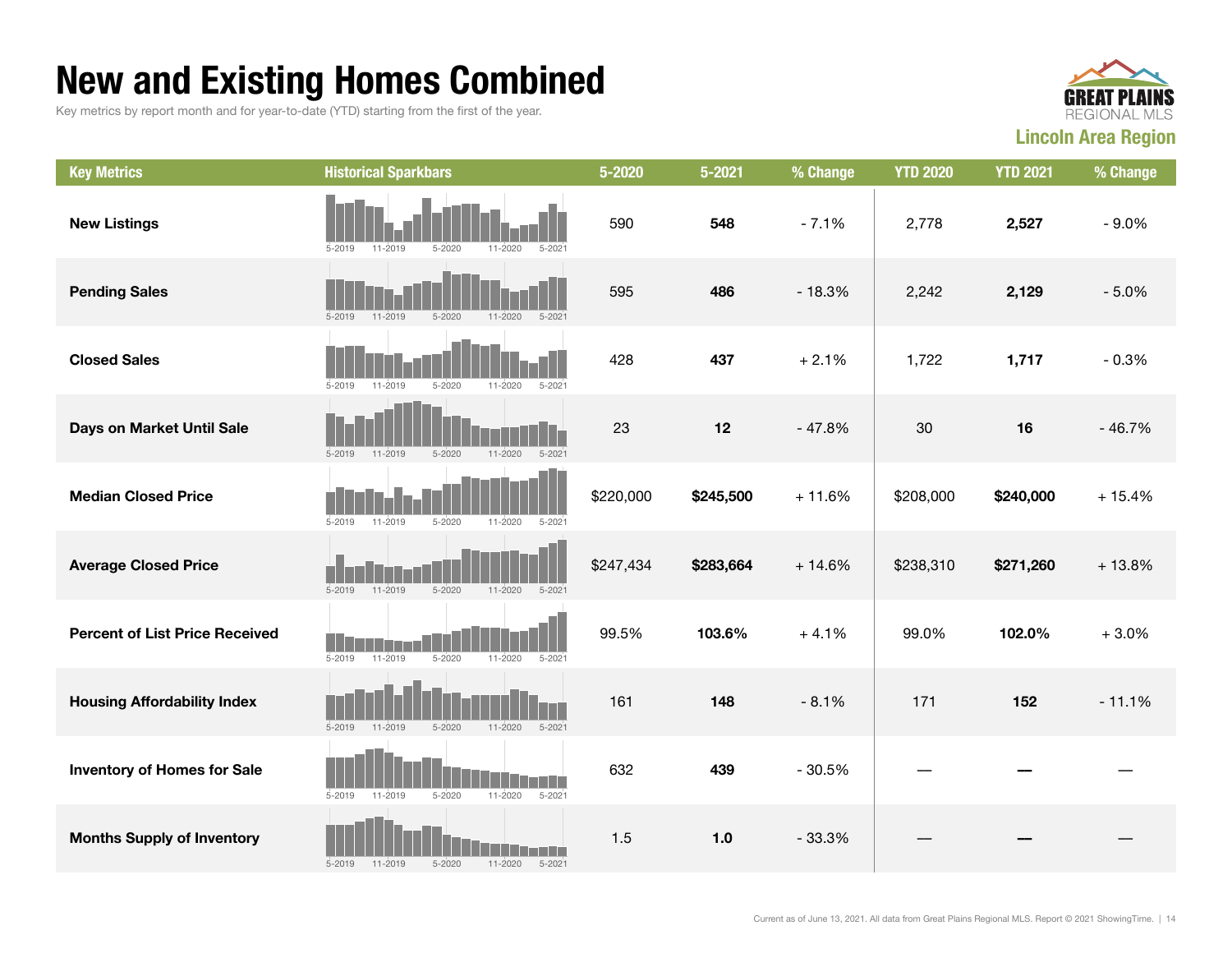# New and Existing Homes Combined

Key metrics by report month and for year-to-date (YTD) starting from the first of the year.

GREAT PLAINS REGIONAL MLS

**Lincoln Area Region**

| Key Metrics | Historical Sparkbars | 5-2020 | 5-2021 | % Change | YTD 2020 | YTD 2021 | % Change |
|---|---|---|---|---|---|---|---|
| **New Listings** | 5-2019 11-2019 5-2020 11-2020 5-2021 | 590 | **548** | - 7.1% | 2,778 | **2,527** | - 9.0% |
| **Pending Sales** | 5-2019 11-2019 5-2020 11-2020 5-2021 | 595 | **486** | - 18.3% | 2,242 | **2,129** | - 5.0% |
| **Closed Sales** | 5-2019 11-2019 5-2020 11-2020 5-2021 | 428 | **437** | + 2.1% | 1,722 | **1,717** | - 0.3% |
| **Days on Market Until Sale** | 5-2019 11-2019 5-2020 11-2020 5-2021 | 23 | **12** | - 47.8% | 30 | **16** | - 46.7% |
| **Median Closed Price** | 5-2019 11-2019 5-2020 11-2020 5-2021 | $220,000 | **$245,500** | + 11.6% | $208,000 | **$240,000** | + 15.4% |
| **Average Closed Price** | 5-2019 11-2019 5-2020 11-2020 5-2021 | $247,434 | **$283,664** | + 14.6% | $238,310 | **$271,260** | + 13.8% |
| **Percent of List Price Received** | 5-2019 11-2019 5-2020 11-2020 5-2021 | 99.5% | **103.6%** | + 4.1% | 99.0% | **102.0%** | + 3.0% |
| **Housing Affordability Index** | 5-2019 11-2019 5-2020 11-2020 5-2021 | 161 | **148** | - 8.1% | 171 | **152** | - 11.1% |
| **Inventory of Homes for Sale** | 5-2019 11-2019 5-2020 11-2020 5-2021 | 632 | **439** | - 30.5% | — | **—** | — |
| **Months Supply of Inventory** | 5-2019 11-2019 5-2020 11-2020 5-2021 | 1.5 | **1.0** | - 33.3% | — | **—** | — |

Current as of June 13, 2021. All data from Great Plains Regional MLS. Report © 2021 ShowingTime.